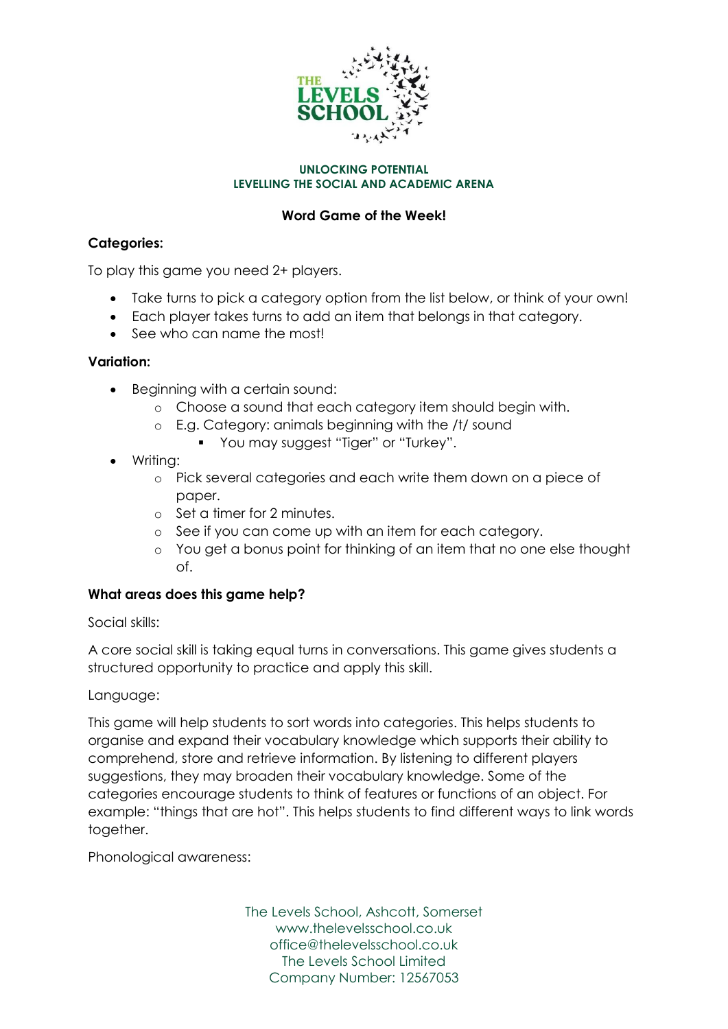**UNLOCKING POTENTIAL**
**LEVELLING THE SOCIAL AND ACADEMIC ARENA**

## Word Game of the Week!

**Categories:**

To play this game you need 2+ players.

- Take turns to pick a category option from the list below, or think of your own!
- Each player takes turns to add an item that belongs in that category.
- See who can name the most!

**Variation:**

- Beginning with a certain sound:
  - Choose a sound that each category item should begin with.
  - E.g. Category: animals beginning with the /t/ sound
    - You may suggest "Tiger" or "Turkey".
- Writing:
  - Pick several categories and each write them down on a piece of paper.
  - Set a timer for 2 minutes.
  - See if you can come up with an item for each category.
  - You get a bonus point for thinking of an item that no one else thought of.

**What areas does this game help?**

Social skills:

A core social skill is taking equal turns in conversations. This game gives students a structured opportunity to practice and apply this skill.

Language:

This game will help students to sort words into categories. This helps students to organise and expand their vocabulary knowledge which supports their ability to comprehend, store and retrieve information. By listening to different players suggestions, they may broaden their vocabulary knowledge. Some of the categories encourage students to think of features or functions of an object. For example: "things that are hot". This helps students to find different ways to link words together.

Phonological awareness: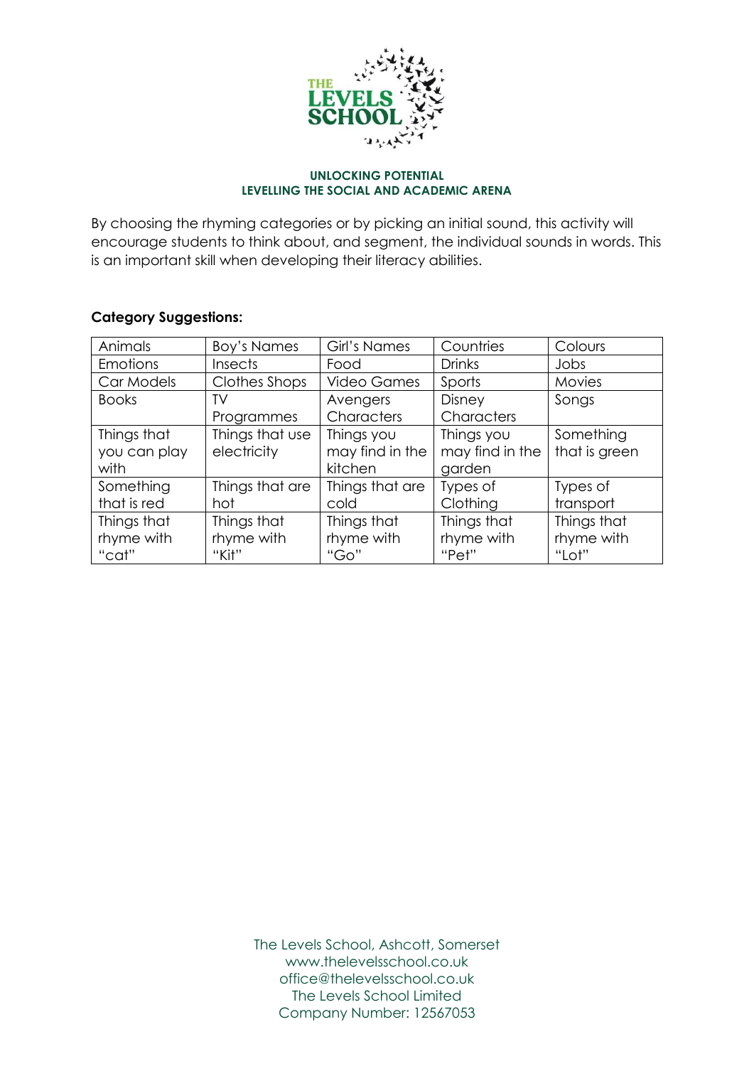**UNLOCKING POTENTIAL**
**LEVELLING THE SOCIAL AND ACADEMIC ARENA**

By choosing the rhyming categories or by picking an initial sound, this activity will encourage students to think about, and segment, the individual sounds in words. This is an important skill when developing their literacy abilities.

**Category Suggestions:**

| | | | | |
|---|---|---|---|---|
| Animals | Boy's Names | Girl's Names | Countries | Colours |
| Emotions | Insects | Food | Drinks | Jobs |
| Car Models | Clothes Shops | Video Games | Sports | Movies |
| Books | TV Programmes | Avengers Characters | Disney Characters | Songs |
| Things that you can play with | Things that use electricity | Things you may find in the kitchen | Things you may find in the garden | Something that is green |
| Something that is red | Things that are hot | Things that are cold | Types of Clothing | Types of transport |
| Things that rhyme with "cat" | Things that rhyme with "Kit" | Things that rhyme with "Go" | Things that rhyme with "Pet" | Things that rhyme with "Lot" |

The Levels School, Ashcott, Somerset
www.thelevelsschool.co.uk
office@thelevelsschool.co.uk
The Levels School Limited
Company Number: 12567053